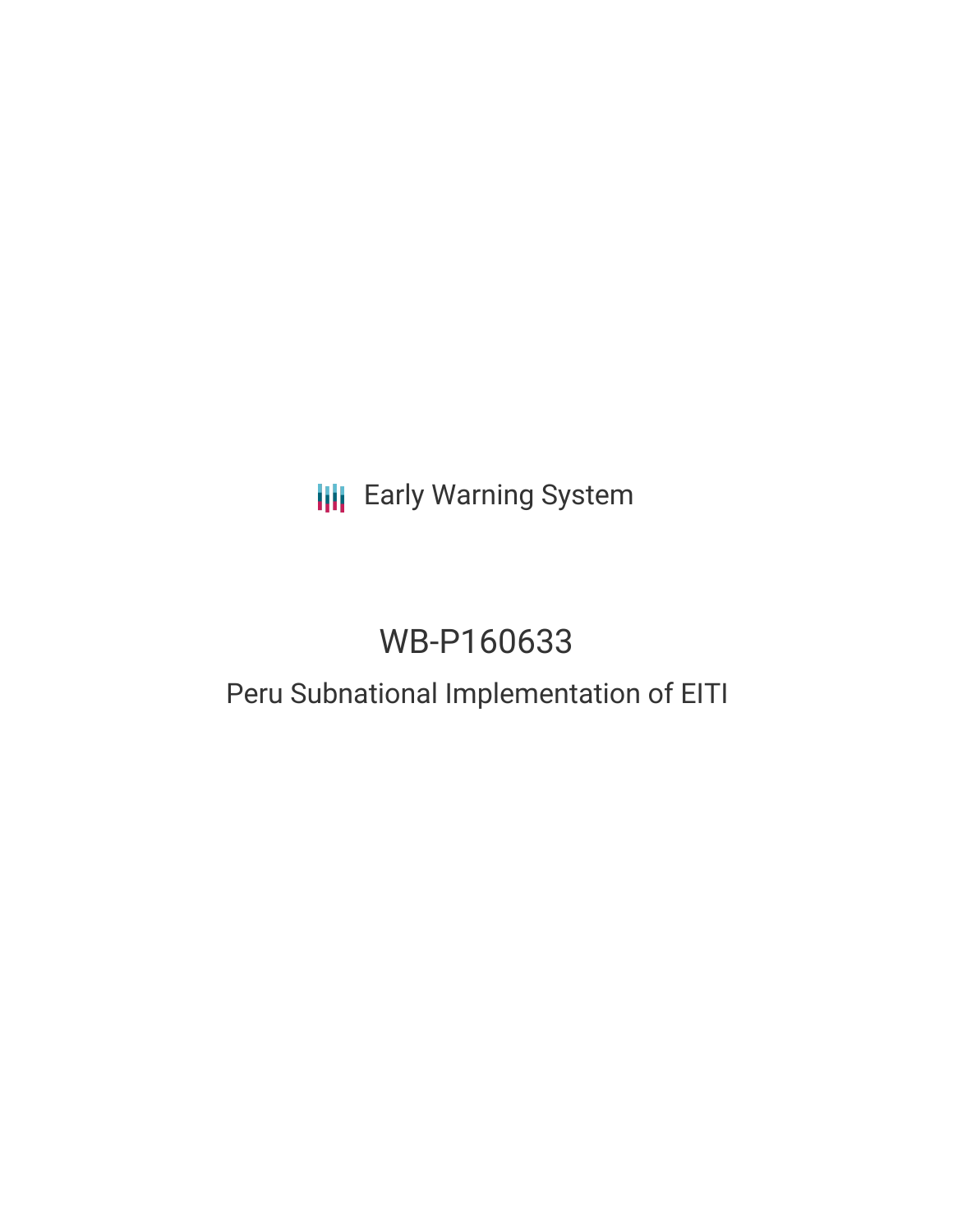Early Warning System

# WB-P160633

## Peru Subnational Implementation of EITI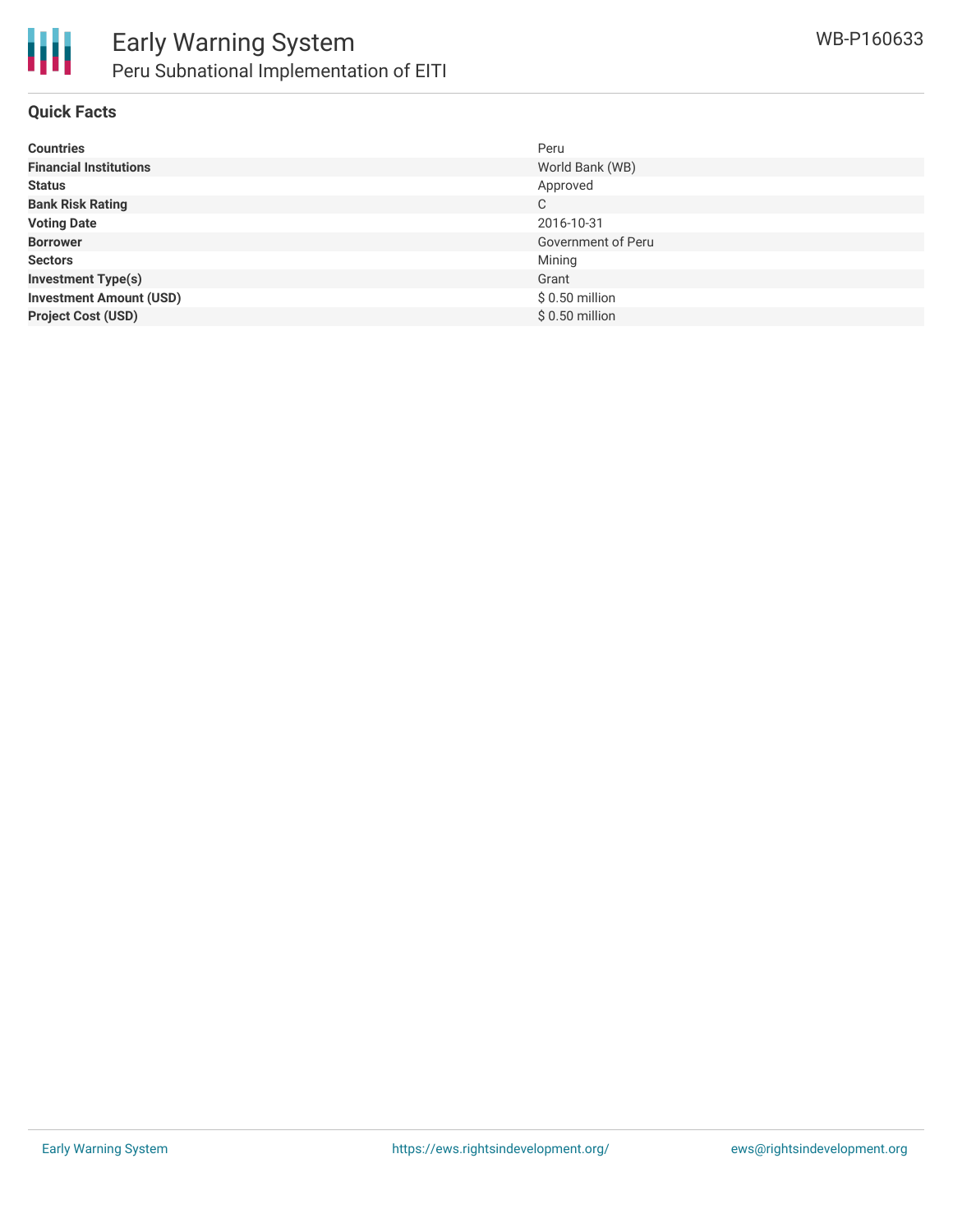## Quick Facts

| | |
|---|---|
| **Countries** | Peru |
| **Financial Institutions** | World Bank (WB) |
| **Status** | Approved |
| **Bank Risk Rating** | C |
| **Voting Date** | 2016-10-31 |
| **Borrower** | Government of Peru |
| **Sectors** | Mining |
| **Investment Type(s)** | Grant |
| **Investment Amount (USD)** | $ 0.50 million |
| **Project Cost (USD)** | $ 0.50 million |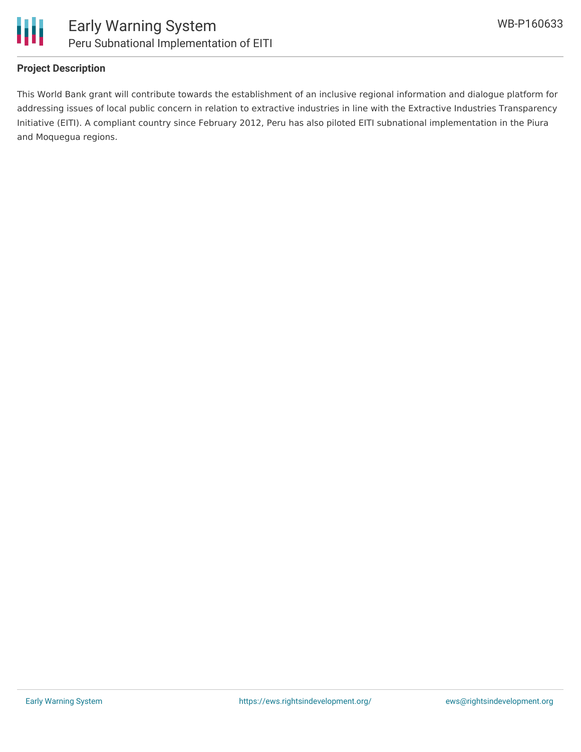**Project Description**

This World Bank grant will contribute towards the establishment of an inclusive regional information and dialogue platform for addressing issues of local public concern in relation to extractive industries in line with the Extractive Industries Transparency Initiative (EITI). A compliant country since February 2012, Peru has also piloted EITI subnational implementation in the Piura and Moquegua regions.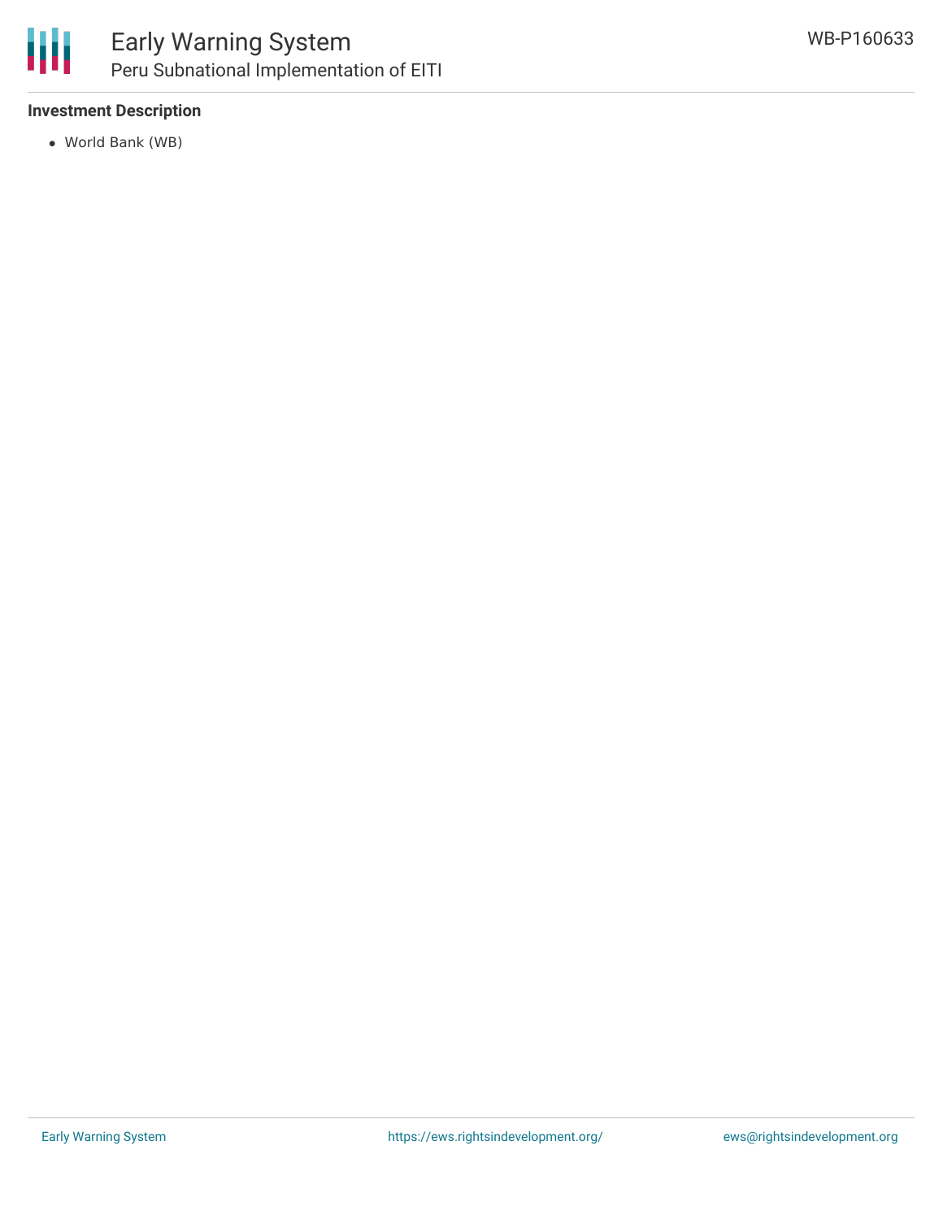**Investment Description**

- World Bank (WB)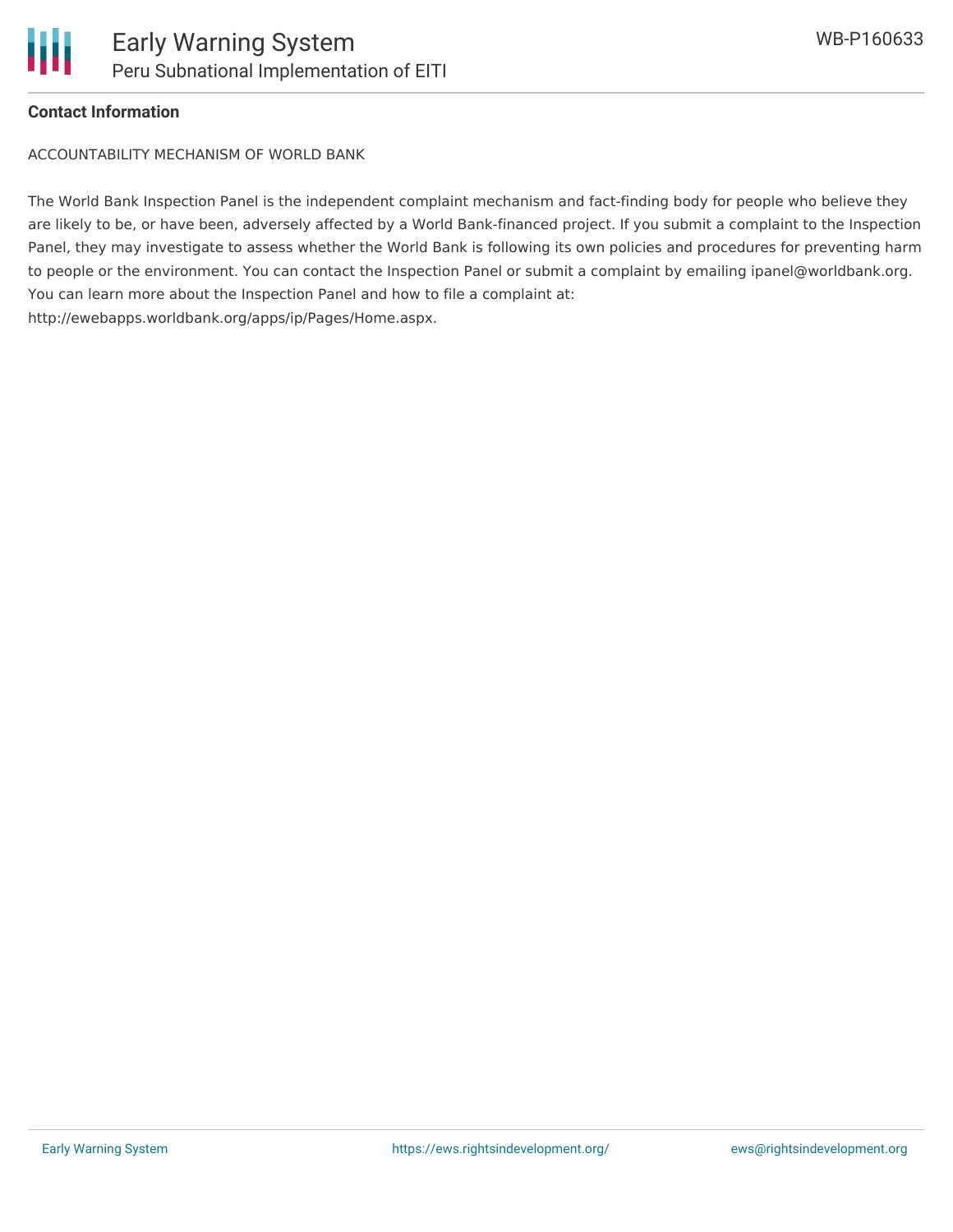**Contact Information**

ACCOUNTABILITY MECHANISM OF WORLD BANK

The World Bank Inspection Panel is the independent complaint mechanism and fact-finding body for people who believe they are likely to be, or have been, adversely affected by a World Bank-financed project. If you submit a complaint to the Inspection Panel, they may investigate to assess whether the World Bank is following its own policies and procedures for preventing harm to people or the environment. You can contact the Inspection Panel or submit a complaint by emailing ipanel@worldbank.org. You can learn more about the Inspection Panel and how to file a complaint at: http://ewebapps.worldbank.org/apps/ip/Pages/Home.aspx.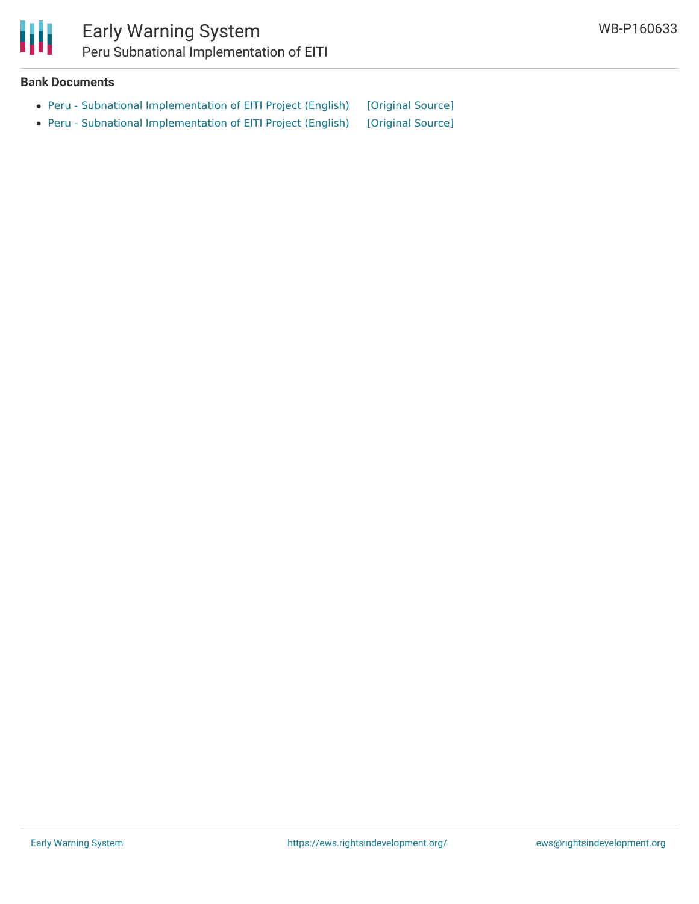## Bank Documents

- Peru - Subnational Implementation of EITI Project (English) [Original Source]
- Peru - Subnational Implementation of EITI Project (English) [Original Source]